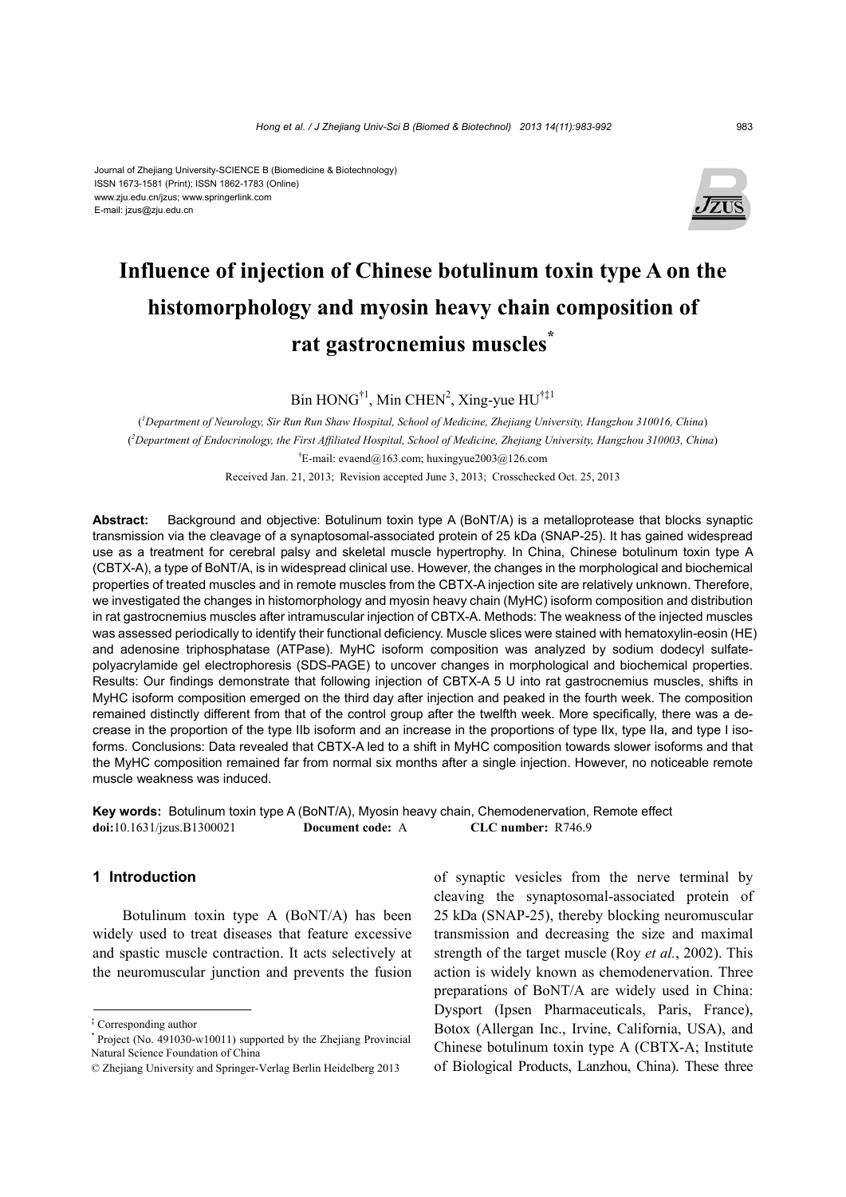Journal of Zhejiang University-SCIENCE B (Biomedicine & Biotechnology)
ISSN 1673-1581 (Print); ISSN 1862-1783 (Online)
www.zju.edu.cn/jzus; www.springerlink.com
E-mail: jzus@zju.edu.cn

# Influence of injection of Chinese botulinum toxin type A on the histomorphology and myosin heavy chain composition of rat gastrocnemius muscles*

Bin HONG†1, Min CHEN2, Xing-yue HU†‡1

(1Department of Neurology, Sir Run Run Shaw Hospital, School of Medicine, Zhejiang University, Hangzhou 310016, China)
(2Department of Endocrinology, the First Affiliated Hospital, School of Medicine, Zhejiang University, Hangzhou 310003, China)
†E-mail: evaend@163.com; huxingyue2003@126.com
Received Jan. 21, 2013; Revision accepted June 3, 2013; Crosschecked Oct. 25, 2013

**Abstract:** Background and objective: Botulinum toxin type A (BoNT/A) is a metalloprotease that blocks synaptic transmission via the cleavage of a synaptosomal-associated protein of 25 kDa (SNAP-25). It has gained widespread use as a treatment for cerebral palsy and skeletal muscle hypertrophy. In China, Chinese botulinum toxin type A (CBTX-A), a type of BoNT/A, is in widespread clinical use. However, the changes in the morphological and biochemical properties of treated muscles and in remote muscles from the CBTX-A injection site are relatively unknown. Therefore, we investigated the changes in histomorphology and myosin heavy chain (MyHC) isoform composition and distribution in rat gastrocnemius muscles after intramuscular injection of CBTX-A. Methods: The weakness of the injected muscles was assessed periodically to identify their functional deficiency. Muscle slices were stained with hematoxylin-eosin (HE) and adenosine triphosphatase (ATPase). MyHC isoform composition was analyzed by sodium dodecyl sulfate-polyacrylamide gel electrophoresis (SDS-PAGE) to uncover changes in morphological and biochemical properties. Results: Our findings demonstrate that following injection of CBTX-A 5 U into rat gastrocnemius muscles, shifts in MyHC isoform composition emerged on the third day after injection and peaked in the fourth week. The composition remained distinctly different from that of the control group after the twelfth week. More specifically, there was a decrease in the proportion of the type IIb isoform and an increase in the proportions of type IIx, type IIa, and type I isoforms. Conclusions: Data revealed that CBTX-A led to a shift in MyHC composition towards slower isoforms and that the MyHC composition remained far from normal six months after a single injection. However, no noticeable remote muscle weakness was induced.

**Key words:** Botulinum toxin type A (BoNT/A), Myosin heavy chain, Chemodenervation, Remote effect
**doi:**10.1631/jzus.B1300021 **Document code:** A **CLC number:** R746.9

## 1 Introduction

Botulinum toxin type A (BoNT/A) has been widely used to treat diseases that feature excessive and spastic muscle contraction. It acts selectively at the neuromuscular junction and prevents the fusion of synaptic vesicles from the nerve terminal by cleaving the synaptosomal-associated protein of 25 kDa (SNAP-25), thereby blocking neuromuscular transmission and decreasing the size and maximal strength of the target muscle (Roy *et al.*, 2002). This action is widely known as chemodenervation. Three preparations of BoNT/A are widely used in China: Dysport (Ipsen Pharmaceuticals, Paris, France), Botox (Allergan Inc., Irvine, California, USA), and Chinese botulinum toxin type A (CBTX-A; Institute of Biological Products, Lanzhou, China). These three

‡ Corresponding author
* Project (No. 491030-w10011) supported by the Zhejiang Provincial Natural Science Foundation of China
© Zhejiang University and Springer-Verlag Berlin Heidelberg 2013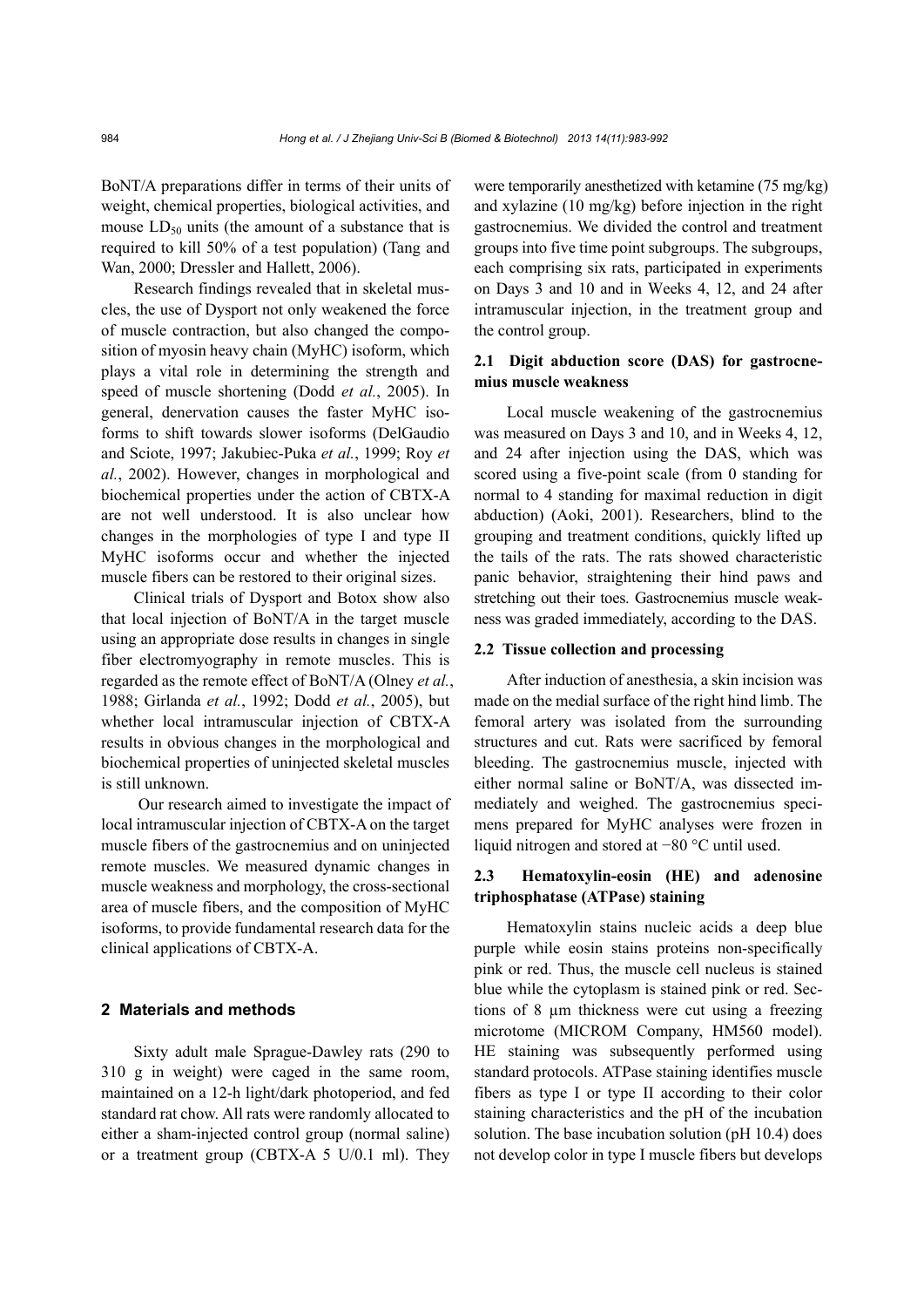BoNT/A preparations differ in terms of their units of weight, chemical properties, biological activities, and mouse $LD_{50}$ units (the amount of a substance that is required to kill 50% of a test population) (Tang and Wan, 2000; Dressler and Hallett, 2006).

Research findings revealed that in skeletal muscles, the use of Dysport not only weakened the force of muscle contraction, but also changed the composition of myosin heavy chain (MyHC) isoform, which plays a vital role in determining the strength and speed of muscle shortening (Dodd *et al.*, 2005). In general, denervation causes the faster MyHC isoforms to shift towards slower isoforms (DelGaudio and Sciote, 1997; Jakubiec-Puka *et al.*, 1999; Roy *et al.*, 2002). However, changes in morphological and biochemical properties under the action of CBTX-A are not well understood. It is also unclear how changes in the morphologies of type I and type II MyHC isoforms occur and whether the injected muscle fibers can be restored to their original sizes.

Clinical trials of Dysport and Botox show also that local injection of BoNT/A in the target muscle using an appropriate dose results in changes in single fiber electromyography in remote muscles. This is regarded as the remote effect of BoNT/A (Olney *et al.*, 1988; Girlanda *et al.*, 1992; Dodd *et al.*, 2005), but whether local intramuscular injection of CBTX-A results in obvious changes in the morphological and biochemical properties of uninjected skeletal muscles is still unknown.

Our research aimed to investigate the impact of local intramuscular injection of CBTX-A on the target muscle fibers of the gastrocnemius and on uninjected remote muscles. We measured dynamic changes in muscle weakness and morphology, the cross-sectional area of muscle fibers, and the composition of MyHC isoforms, to provide fundamental research data for the clinical applications of CBTX-A.

## 2 Materials and methods

Sixty adult male Sprague-Dawley rats (290 to 310 g in weight) were caged in the same room, maintained on a 12-h light/dark photoperiod, and fed standard rat chow. All rats were randomly allocated to either a sham-injected control group (normal saline) or a treatment group (CBTX-A 5 U/0.1 ml). They were temporarily anesthetized with ketamine (75 mg/kg) and xylazine (10 mg/kg) before injection in the right gastrocnemius. We divided the control and treatment groups into five time point subgroups. The subgroups, each comprising six rats, participated in experiments on Days 3 and 10 and in Weeks 4, 12, and 24 after intramuscular injection, in the treatment group and the control group.

### 2.1 Digit abduction score (DAS) for gastrocnemius muscle weakness

Local muscle weakening of the gastrocnemius was measured on Days 3 and 10, and in Weeks 4, 12, and 24 after injection using the DAS, which was scored using a five-point scale (from 0 standing for normal to 4 standing for maximal reduction in digit abduction) (Aoki, 2001). Researchers, blind to the grouping and treatment conditions, quickly lifted up the tails of the rats. The rats showed characteristic panic behavior, straightening their hind paws and stretching out their toes. Gastrocnemius muscle weakness was graded immediately, according to the DAS.

### 2.2 Tissue collection and processing

After induction of anesthesia, a skin incision was made on the medial surface of the right hind limb. The femoral artery was isolated from the surrounding structures and cut. Rats were sacrificed by femoral bleeding. The gastrocnemius muscle, injected with either normal saline or BoNT/A, was dissected immediately and weighed. The gastrocnemius specimens prepared for MyHC analyses were frozen in liquid nitrogen and stored at −80 °C until used.

### 2.3 Hematoxylin-eosin (HE) and adenosine triphosphatase (ATPase) staining

Hematoxylin stains nucleic acids a deep blue purple while eosin stains proteins non-specifically pink or red. Thus, the muscle cell nucleus is stained blue while the cytoplasm is stained pink or red. Sections of 8 μm thickness were cut using a freezing microtome (MICROM Company, HM560 model). HE staining was subsequently performed using standard protocols. ATPase staining identifies muscle fibers as type I or type II according to their color staining characteristics and the pH of the incubation solution. The base incubation solution (pH 10.4) does not develop color in type I muscle fibers but develops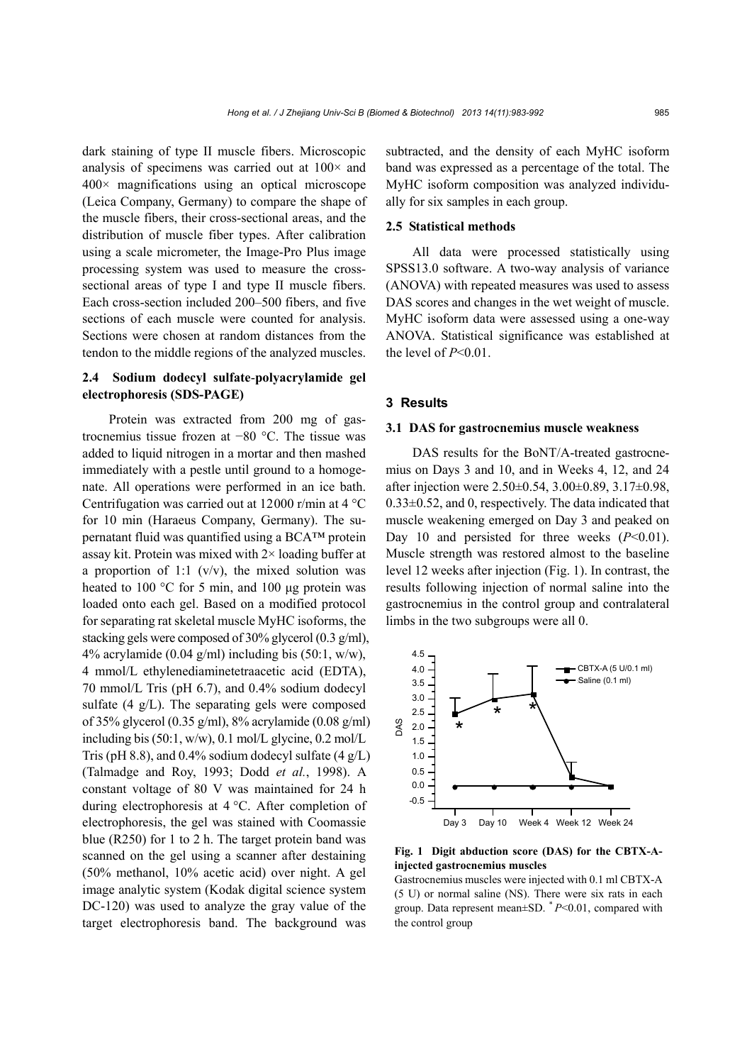dark staining of type II muscle fibers. Microscopic analysis of specimens was carried out at 100× and 400× magnifications using an optical microscope (Leica Company, Germany) to compare the shape of the muscle fibers, their cross-sectional areas, and the distribution of muscle fiber types. After calibration using a scale micrometer, the Image-Pro Plus image processing system was used to measure the cross-sectional areas of type I and type II muscle fibers. Each cross-section included 200–500 fibers, and five sections of each muscle were counted for analysis. Sections were chosen at random distances from the tendon to the middle regions of the analyzed muscles.

### 2.4 Sodium dodecyl sulfate-polyacrylamide gel electrophoresis (SDS-PAGE)

Protein was extracted from 200 mg of gastrocnemius tissue frozen at −80 °C. The tissue was added to liquid nitrogen in a mortar and then mashed immediately with a pestle until ground to a homogenate. All operations were performed in an ice bath. Centrifugation was carried out at 12000 r/min at 4 °C for 10 min (Haraeus Company, Germany). The supernatant fluid was quantified using a BCA™ protein assay kit. Protein was mixed with 2× loading buffer at a proportion of 1:1 (v/v), the mixed solution was heated to 100 °C for 5 min, and 100 μg protein was loaded onto each gel. Based on a modified protocol for separating rat skeletal muscle MyHC isoforms, the stacking gels were composed of 30% glycerol (0.3 g/ml), 4% acrylamide (0.04 g/ml) including bis (50:1, w/w), 4 mmol/L ethylenediaminetetraacetic acid (EDTA), 70 mmol/L Tris (pH 6.7), and 0.4% sodium dodecyl sulfate (4 g/L). The separating gels were composed of 35% glycerol (0.35 g/ml), 8% acrylamide (0.08 g/ml) including bis (50:1, w/w), 0.1 mol/L glycine, 0.2 mol/L Tris (pH 8.8), and 0.4% sodium dodecyl sulfate (4 g/L) (Talmadge and Roy, 1993; Dodd *et al.*, 1998). A constant voltage of 80 V was maintained for 24 h during electrophoresis at 4 °C. After completion of electrophoresis, the gel was stained with Coomassie blue (R250) for 1 to 2 h. The target protein band was scanned on the gel using a scanner after destaining (50% methanol, 10% acetic acid) over night. A gel image analytic system (Kodak digital science system DC-120) was used to analyze the gray value of the target electrophoresis band. The background was subtracted, and the density of each MyHC isoform band was expressed as a percentage of the total. The MyHC isoform composition was analyzed individually for six samples in each group.

### 2.5 Statistical methods

All data were processed statistically using SPSS13.0 software. A two-way analysis of variance (ANOVA) with repeated measures was used to assess DAS scores and changes in the wet weight of muscle. MyHC isoform data were assessed using a one-way ANOVA. Statistical significance was established at the level of $P<0.01$.

## 3 Results

### 3.1 DAS for gastrocnemius muscle weakness

DAS results for the BoNT/A-treated gastrocnemius on Days 3 and 10, and in Weeks 4, 12, and 24 after injection were 2.50±0.54, 3.00±0.89, 3.17±0.98, 0.33±0.52, and 0, respectively. The data indicated that muscle weakening emerged on Day 3 and peaked on Day 10 and persisted for three weeks ($P<0.01$). Muscle strength was restored almost to the baseline level 12 weeks after injection (Fig. 1). In contrast, the results following injection of normal saline into the gastrocnemius in the control group and contralateral limbs in the two subgroups were all 0.

**Fig. 1 Digit abduction score (DAS) for the CBTX-A-injected gastrocnemius muscles**

Gastrocnemius muscles were injected with 0.1 ml CBTX-A (5 U) or normal saline (NS). There were six rats in each group. Data represent mean±SD. * $P<0.01$, compared with the control group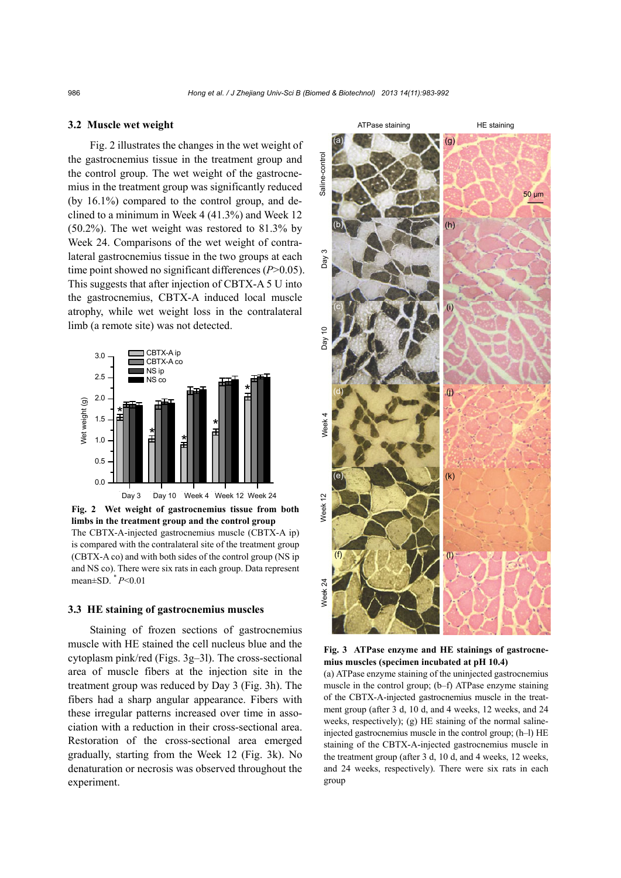### 3.2 Muscle wet weight

Fig. 2 illustrates the changes in the wet weight of the gastrocnemius tissue in the treatment group and the control group. The wet weight of the gastrocnemius in the treatment group was significantly reduced (by 16.1%) compared to the control group, and declined to a minimum in Week 4 (41.3%) and Week 12 (50.2%). The wet weight was restored to 81.3% by Week 24. Comparisons of the wet weight of contralateral gastrocnemius tissue in the two groups at each time point showed no significant differences ($P$>0.05). This suggests that after injection of CBTX-A 5 U into the gastrocnemius, CBTX-A induced local muscle atrophy, while wet weight loss in the contralateral limb (a remote site) was not detected.

**Fig. 2 Wet weight of gastrocnemius tissue from both limbs in the treatment group and the control group**

The CBTX-A-injected gastrocnemius muscle (CBTX-A ip) is compared with the contralateral site of the treatment group (CBTX-A co) and with both sides of the control group (NS ip and NS co). There were six rats in each group. Data represent mean±SD. * $P$<0.01

### 3.3 HE staining of gastrocnemius muscles

Staining of frozen sections of gastrocnemius muscle with HE stained the cell nucleus blue and the cytoplasm pink/red (Figs. 3g–3l). The cross-sectional area of muscle fibers at the injection site in the treatment group was reduced by Day 3 (Fig. 3h). The fibers had a sharp angular appearance. Fibers with these irregular patterns increased over time in association with a reduction in their cross-sectional area. Restoration of the cross-sectional area emerged gradually, starting from the Week 12 (Fig. 3k). No denaturation or necrosis was observed throughout the experiment.

**Fig. 3 ATPase enzyme and HE stainings of gastrocnemius muscles (specimen incubated at pH 10.4)**

(a) ATPase enzyme staining of the uninjected gastrocnemius muscle in the control group; (b–f) ATPase enzyme staining of the CBTX-A-injected gastrocnemius muscle in the treatment group (after 3 d, 10 d, and 4 weeks, 12 weeks, and 24 weeks, respectively); (g) HE staining of the normal saline-injected gastrocnemius muscle in the control group; (h–l) HE staining of the CBTX-A-injected gastrocnemius muscle in the treatment group (after 3 d, 10 d, and 4 weeks, 12 weeks, and 24 weeks, respectively). There were six rats in each group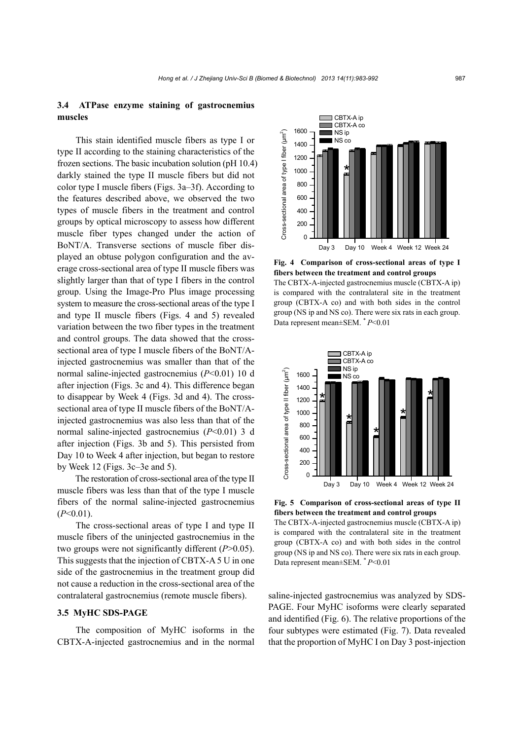### 3.4 ATPase enzyme staining of gastrocnemius muscles

This stain identified muscle fibers as type I or type II according to the staining characteristics of the frozen sections. The basic incubation solution (pH 10.4) darkly stained the type II muscle fibers but did not color type I muscle fibers (Figs. 3a–3f). According to the features described above, we observed the two types of muscle fibers in the treatment and control groups by optical microscopy to assess how different muscle fiber types changed under the action of BoNT/A. Transverse sections of muscle fiber displayed an obtuse polygon configuration and the average cross-sectional area of type II muscle fibers was slightly larger than that of type I fibers in the control group. Using the Image-Pro Plus image processing system to measure the cross-sectional areas of the type I and type II muscle fibers (Figs. 4 and 5) revealed variation between the two fiber types in the treatment and control groups. The data showed that the cross-sectional area of type I muscle fibers of the BoNT/A-injected gastrocnemius was smaller than that of the normal saline-injected gastrocnemius ($P<0.01$) 10 d after injection (Figs. 3c and 4). This difference began to disappear by Week 4 (Figs. 3d and 4). The cross-sectional area of type II muscle fibers of the BoNT/A-injected gastrocnemius was also less than that of the normal saline-injected gastrocnemius ($P<0.01$) 3 d after injection (Figs. 3b and 5). This persisted from Day 10 to Week 4 after injection, but began to restore by Week 12 (Figs. 3c–3e and 5).

The restoration of cross-sectional area of the type II muscle fibers was less than that of the type I muscle fibers of the normal saline-injected gastrocnemius ($P<0.01$).

The cross-sectional areas of type I and type II muscle fibers of the uninjected gastrocnemius in the two groups were not significantly different ($P>0.05$). This suggests that the injection of CBTX-A 5 U in one side of the gastrocnemius in the treatment group did not cause a reduction in the cross-sectional area of the contralateral gastrocnemius (remote muscle fibers).

**Fig. 4 Comparison of cross-sectional areas of type I fibers between the treatment and control groups**

The CBTX-A-injected gastrocnemius muscle (CBTX-A ip) is compared with the contralateral site in the treatment group (CBTX-A co) and with both sides in the control group (NS ip and NS co). There were six rats in each group. Data represent mean±SEM. * $P<0.01$

**Fig. 5 Comparison of cross-sectional areas of type II fibers between the treatment and control groups**

The CBTX-A-injected gastrocnemius muscle (CBTX-A ip) is compared with the contralateral site in the treatment group (CBTX-A co) and with both sides in the control group (NS ip and NS co). There were six rats in each group. Data represent mean±SEM. * $P<0.01$

### 3.5 MyHC SDS-PAGE

The composition of MyHC isoforms in the CBTX-A-injected gastrocnemius and in the normal saline-injected gastrocnemius was analyzed by SDS-PAGE. Four MyHC isoforms were clearly separated and identified (Fig. 6). The relative proportions of the four subtypes were estimated (Fig. 7). Data revealed that the proportion of MyHC I on Day 3 post-injection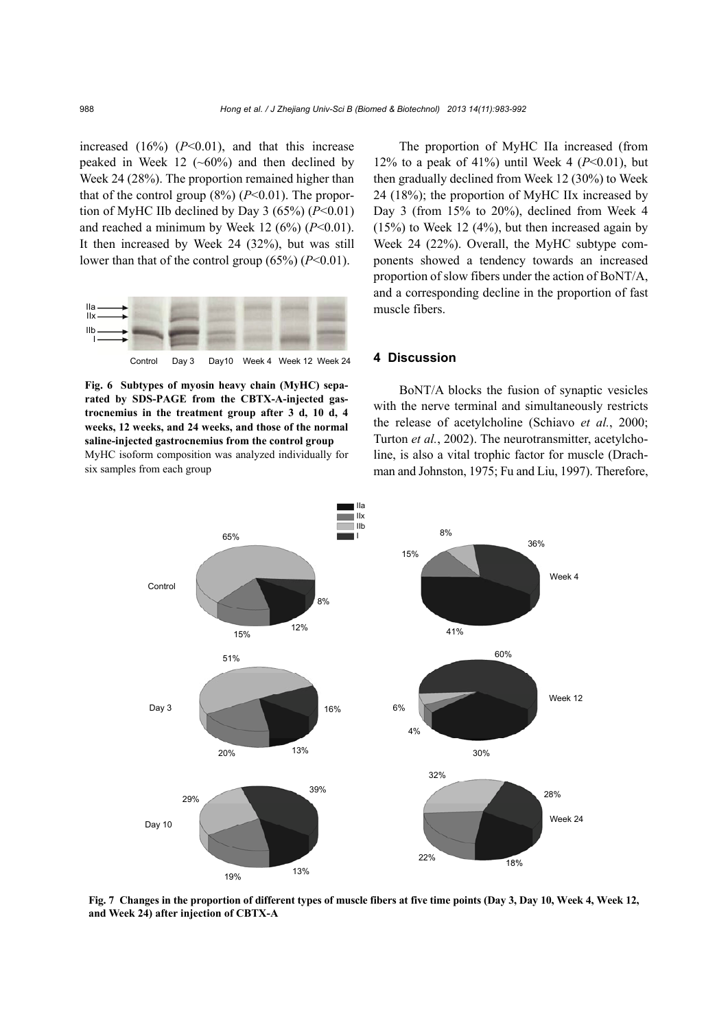increased (16%) ($P$<0.01), and that this increase peaked in Week 12 (~60%) and then declined by Week 24 (28%). The proportion remained higher than that of the control group (8%) ($P$<0.01). The proportion of MyHC IIb declined by Day 3 (65%) ($P$<0.01) and reached a minimum by Week 12 (6%) ($P$<0.01). It then increased by Week 24 (32%), but was still lower than that of the control group (65%) ($P$<0.01).

**Fig. 6 Subtypes of myosin heavy chain (MyHC) separated by SDS-PAGE from the CBTX-A-injected gastrocnemius in the treatment group after 3 d, 10 d, 4 weeks, 12 weeks, and 24 weeks, and those of the normal saline-injected gastrocnemius from the control group**
MyHC isoform composition was analyzed individually for six samples from each group

The proportion of MyHC IIa increased (from 12% to a peak of 41%) until Week 4 ($P$<0.01), but then gradually declined from Week 12 (30%) to Week 24 (18%); the proportion of MyHC IIx increased by Day 3 (from 15% to 20%), declined from Week 4 (15%) to Week 12 (4%), but then increased again by Week 24 (22%). Overall, the MyHC subtype components showed a tendency towards an increased proportion of slow fibers under the action of BoNT/A, and a corresponding decline in the proportion of fast muscle fibers.

## 4 Discussion

BoNT/A blocks the fusion of synaptic vesicles with the nerve terminal and simultaneously restricts the release of acetylcholine (Schiavo *et al.*, 2000; Turton *et al.*, 2002). The neurotransmitter, acetylcholine, is also a vital trophic factor for muscle (Drachman and Johnston, 1975; Fu and Liu, 1997). Therefore,

**Fig. 7 Changes in the proportion of different types of muscle fibers at five time points (Day 3, Day 10, Week 4, Week 12, and Week 24) after injection of CBTX-A**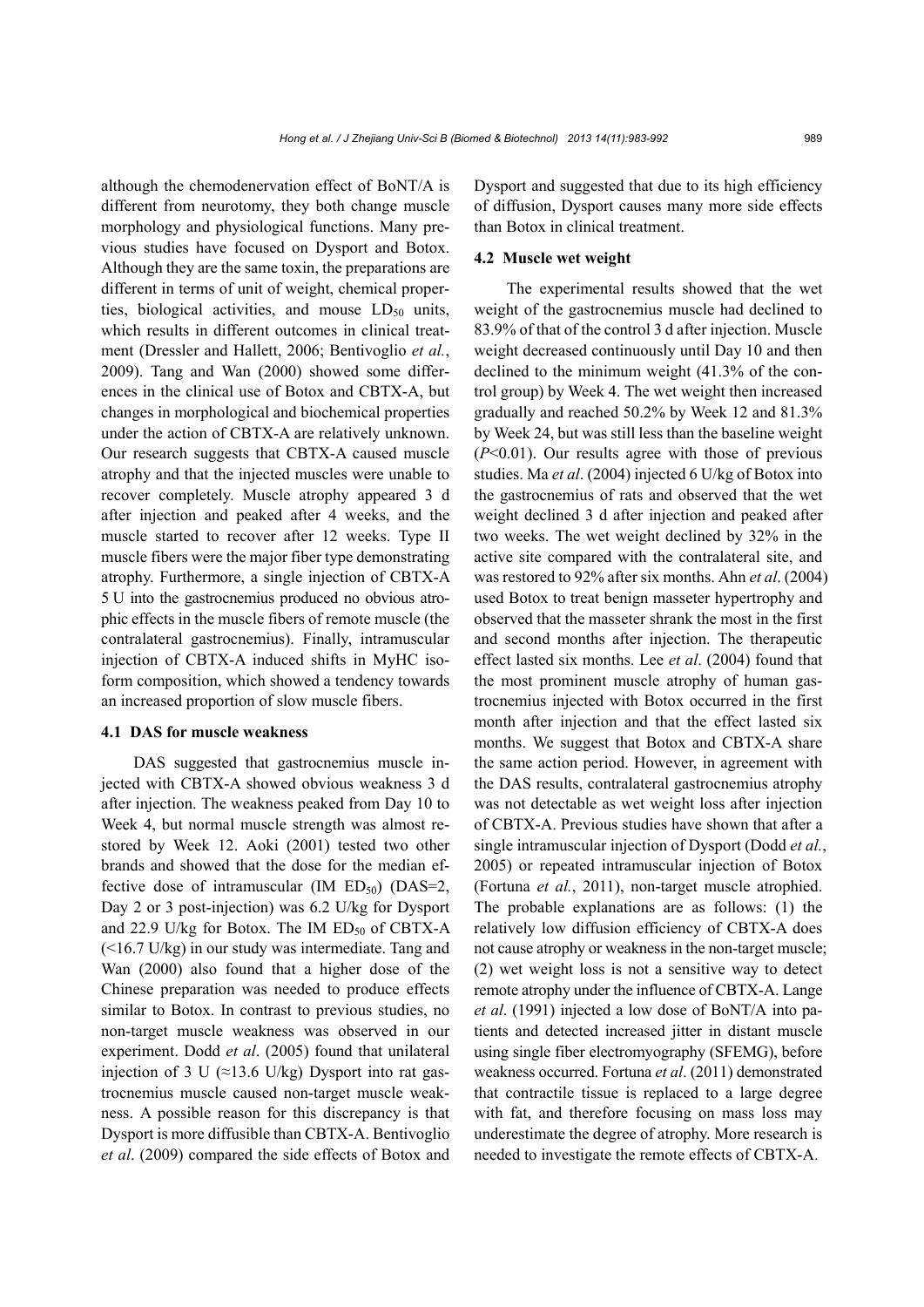although the chemodenervation effect of BoNT/A is different from neurotomy, they both change muscle morphology and physiological functions. Many previous studies have focused on Dysport and Botox. Although they are the same toxin, the preparations are different in terms of unit of weight, chemical properties, biological activities, and mouse $LD_{50}$ units, which results in different outcomes in clinical treatment (Dressler and Hallett, 2006; Bentivoglio *et al.*, 2009). Tang and Wan (2000) showed some differences in the clinical use of Botox and CBTX-A, but changes in morphological and biochemical properties under the action of CBTX-A are relatively unknown. Our research suggests that CBTX-A caused muscle atrophy and that the injected muscles were unable to recover completely. Muscle atrophy appeared 3 d after injection and peaked after 4 weeks, and the muscle started to recover after 12 weeks. Type II muscle fibers were the major fiber type demonstrating atrophy. Furthermore, a single injection of CBTX-A 5 U into the gastrocnemius produced no obvious atrophic effects in the muscle fibers of remote muscle (the contralateral gastrocnemius). Finally, intramuscular injection of CBTX-A induced shifts in MyHC isoform composition, which showed a tendency towards an increased proportion of slow muscle fibers.

### 4.1 DAS for muscle weakness

DAS suggested that gastrocnemius muscle injected with CBTX-A showed obvious weakness 3 d after injection. The weakness peaked from Day 10 to Week 4, but normal muscle strength was almost restored by Week 12. Aoki (2001) tested two other brands and showed that the dose for the median effective dose of intramuscular (IM $ED_{50}$) (DAS=2, Day 2 or 3 post-injection) was 6.2 U/kg for Dysport and 22.9 U/kg for Botox. The IM $ED_{50}$ of CBTX-A (<16.7 U/kg) in our study was intermediate. Tang and Wan (2000) also found that a higher dose of the Chinese preparation was needed to produce effects similar to Botox. In contrast to previous studies, no non-target muscle weakness was observed in our experiment. Dodd *et al*. (2005) found that unilateral injection of 3 U (≈13.6 U/kg) Dysport into rat gastrocnemius muscle caused non-target muscle weakness. A possible reason for this discrepancy is that Dysport is more diffusible than CBTX-A. Bentivoglio *et al*. (2009) compared the side effects of Botox and Dysport and suggested that due to its high efficiency of diffusion, Dysport causes many more side effects than Botox in clinical treatment.

### 4.2 Muscle wet weight

The experimental results showed that the wet weight of the gastrocnemius muscle had declined to 83.9% of that of the control 3 d after injection. Muscle weight decreased continuously until Day 10 and then declined to the minimum weight (41.3% of the control group) by Week 4. The wet weight then increased gradually and reached 50.2% by Week 12 and 81.3% by Week 24, but was still less than the baseline weight ($P$<0.01). Our results agree with those of previous studies. Ma *et al*. (2004) injected 6 U/kg of Botox into the gastrocnemius of rats and observed that the wet weight declined 3 d after injection and peaked after two weeks. The wet weight declined by 32% in the active site compared with the contralateral site, and was restored to 92% after six months. Ahn *et al*. (2004) used Botox to treat benign masseter hypertrophy and observed that the masseter shrank the most in the first and second months after injection. The therapeutic effect lasted six months. Lee *et al*. (2004) found that the most prominent muscle atrophy of human gastrocnemius injected with Botox occurred in the first month after injection and that the effect lasted six months. We suggest that Botox and CBTX-A share the same action period. However, in agreement with the DAS results, contralateral gastrocnemius atrophy was not detectable as wet weight loss after injection of CBTX-A. Previous studies have shown that after a single intramuscular injection of Dysport (Dodd *et al.*, 2005) or repeated intramuscular injection of Botox (Fortuna *et al.*, 2011), non-target muscle atrophied. The probable explanations are as follows: (1) the relatively low diffusion efficiency of CBTX-A does not cause atrophy or weakness in the non-target muscle; (2) wet weight loss is not a sensitive way to detect remote atrophy under the influence of CBTX-A. Lange *et al*. (1991) injected a low dose of BoNT/A into patients and detected increased jitter in distant muscle using single fiber electromyography (SFEMG), before weakness occurred. Fortuna *et al*. (2011) demonstrated that contractile tissue is replaced to a large degree with fat, and therefore focusing on mass loss may underestimate the degree of atrophy. More research is needed to investigate the remote effects of CBTX-A.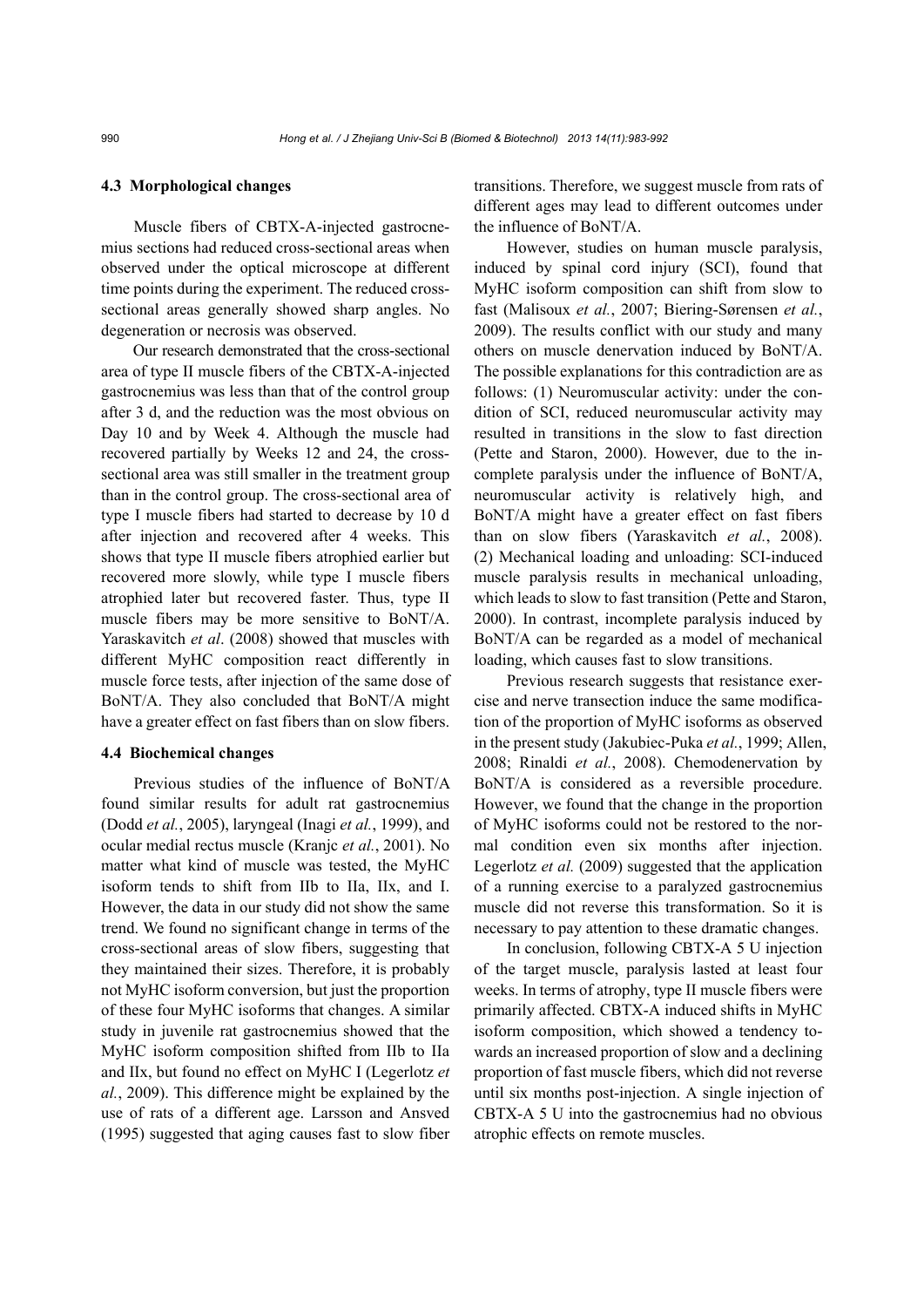### 4.3 Morphological changes

Muscle fibers of CBTX-A-injected gastrocnemius sections had reduced cross-sectional areas when observed under the optical microscope at different time points during the experiment. The reduced cross-sectional areas generally showed sharp angles. No degeneration or necrosis was observed.

Our research demonstrated that the cross-sectional area of type II muscle fibers of the CBTX-A-injected gastrocnemius was less than that of the control group after 3 d, and the reduction was the most obvious on Day 10 and by Week 4. Although the muscle had recovered partially by Weeks 12 and 24, the cross-sectional area was still smaller in the treatment group than in the control group. The cross-sectional area of type I muscle fibers had started to decrease by 10 d after injection and recovered after 4 weeks. This shows that type II muscle fibers atrophied earlier but recovered more slowly, while type I muscle fibers atrophied later but recovered faster. Thus, type II muscle fibers may be more sensitive to BoNT/A. Yaraskavitch *et al*. (2008) showed that muscles with different MyHC composition react differently in muscle force tests, after injection of the same dose of BoNT/A. They also concluded that BoNT/A might have a greater effect on fast fibers than on slow fibers.

### 4.4 Biochemical changes

Previous studies of the influence of BoNT/A found similar results for adult rat gastrocnemius (Dodd *et al.*, 2005), laryngeal (Inagi *et al.*, 1999), and ocular medial rectus muscle (Kranjc *et al.*, 2001). No matter what kind of muscle was tested, the MyHC isoform tends to shift from IIb to IIa, IIx, and I. However, the data in our study did not show the same trend. We found no significant change in terms of the cross-sectional areas of slow fibers, suggesting that they maintained their sizes. Therefore, it is probably not MyHC isoform conversion, but just the proportion of these four MyHC isoforms that changes. A similar study in juvenile rat gastrocnemius showed that the MyHC isoform composition shifted from IIb to IIa and IIx, but found no effect on MyHC I (Legerlotz *et al.*, 2009). This difference might be explained by the use of rats of a different age. Larsson and Ansved (1995) suggested that aging causes fast to slow fiber transitions. Therefore, we suggest muscle from rats of different ages may lead to different outcomes under the influence of BoNT/A.

However, studies on human muscle paralysis, induced by spinal cord injury (SCI), found that MyHC isoform composition can shift from slow to fast (Malisoux *et al.*, 2007; Biering-Sørensen *et al.*, 2009). The results conflict with our study and many others on muscle denervation induced by BoNT/A. The possible explanations for this contradiction are as follows: (1) Neuromuscular activity: under the condition of SCI, reduced neuromuscular activity may resulted in transitions in the slow to fast direction (Pette and Staron, 2000). However, due to the incomplete paralysis under the influence of BoNT/A, neuromuscular activity is relatively high, and BoNT/A might have a greater effect on fast fibers than on slow fibers (Yaraskavitch *et al.*, 2008). (2) Mechanical loading and unloading: SCI-induced muscle paralysis results in mechanical unloading, which leads to slow to fast transition (Pette and Staron, 2000). In contrast, incomplete paralysis induced by BoNT/A can be regarded as a model of mechanical loading, which causes fast to slow transitions.

Previous research suggests that resistance exercise and nerve transection induce the same modification of the proportion of MyHC isoforms as observed in the present study (Jakubiec-Puka *et al.*, 1999; Allen, 2008; Rinaldi *et al.*, 2008). Chemodenervation by BoNT/A is considered as a reversible procedure. However, we found that the change in the proportion of MyHC isoforms could not be restored to the normal condition even six months after injection. Legerlotz *et al.* (2009) suggested that the application of a running exercise to a paralyzed gastrocnemius muscle did not reverse this transformation. So it is necessary to pay attention to these dramatic changes.

In conclusion, following CBTX-A 5 U injection of the target muscle, paralysis lasted at least four weeks. In terms of atrophy, type II muscle fibers were primarily affected. CBTX-A induced shifts in MyHC isoform composition, which showed a tendency towards an increased proportion of slow and a declining proportion of fast muscle fibers, which did not reverse until six months post-injection. A single injection of CBTX-A 5 U into the gastrocnemius had no obvious atrophic effects on remote muscles.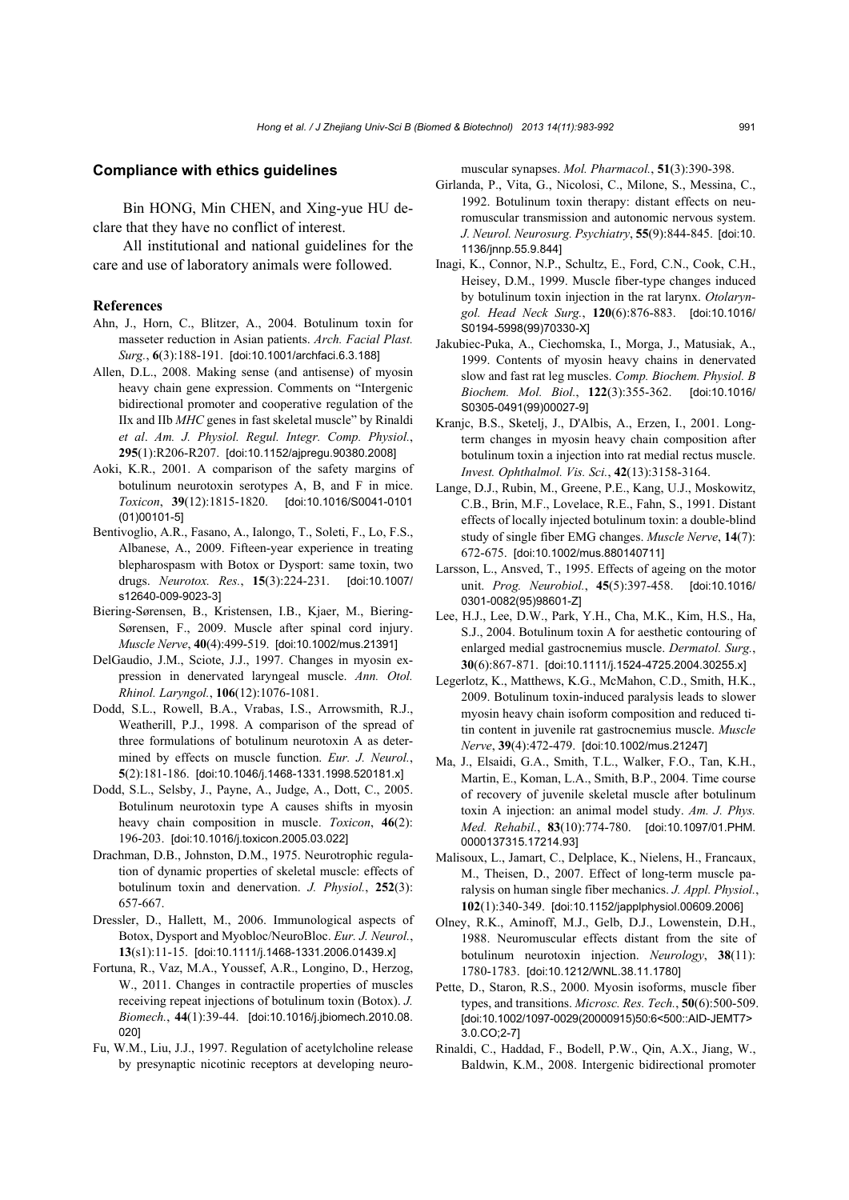## Compliance with ethics guidelines

Bin HONG, Min CHEN, and Xing-yue HU declare that they have no conflict of interest.

All institutional and national guidelines for the care and use of laboratory animals were followed.

## References

Ahn, J., Horn, C., Blitzer, A., 2004. Botulinum toxin for masseter reduction in Asian patients. *Arch. Facial Plast. Surg.*, **6**(3):188-191. [doi:10.1001/archfaci.6.3.188]

Allen, D.L., 2008. Making sense (and antisense) of myosin heavy chain gene expression. Comments on "Intergenic bidirectional promoter and cooperative regulation of the IIx and IIb *MHC* genes in fast skeletal muscle" by Rinaldi *et al*. *Am. J. Physiol. Regul. Integr. Comp. Physiol.*, **295**(1):R206-R207. [doi:10.1152/ajpregu.90380.2008]

Aoki, K.R., 2001. A comparison of the safety margins of botulinum neurotoxin serotypes A, B, and F in mice. *Toxicon*, **39**(12):1815-1820. [doi:10.1016/S0041-0101(01)00101-5]

Bentivoglio, A.R., Fasano, A., Ialongo, T., Soleti, F., Lo, F.S., Albanese, A., 2009. Fifteen-year experience in treating blepharospasm with Botox or Dysport: same toxin, two drugs. *Neurotox. Res.*, **15**(3):224-231. [doi:10.1007/s12640-009-9023-3]

Biering-Sørensen, B., Kristensen, I.B., Kjaer, M., Biering-Sørensen, F., 2009. Muscle after spinal cord injury. *Muscle Nerve*, **40**(4):499-519. [doi:10.1002/mus.21391]

DelGaudio, J.M., Sciote, J.J., 1997. Changes in myosin expression in denervated laryngeal muscle. *Ann. Otol. Rhinol. Laryngol.*, **106**(12):1076-1081.

Dodd, S.L., Rowell, B.A., Vrabas, I.S., Arrowsmith, R.J., Weatherill, P.J., 1998. A comparison of the spread of three formulations of botulinum neurotoxin A as determined by effects on muscle function. *Eur. J. Neurol.*, **5**(2):181-186. [doi:10.1046/j.1468-1331.1998.520181.x]

Dodd, S.L., Selsby, J., Payne, A., Judge, A., Dott, C., 2005. Botulinum neurotoxin type A causes shifts in myosin heavy chain composition in muscle. *Toxicon*, **46**(2):196-203. [doi:10.1016/j.toxicon.2005.03.022]

Drachman, D.B., Johnston, D.M., 1975. Neurotrophic regulation of dynamic properties of skeletal muscle: effects of botulinum toxin and denervation. *J. Physiol.*, **252**(3):657-667.

Dressler, D., Hallett, M., 2006. Immunological aspects of Botox, Dysport and Myobloc/NeuroBloc. *Eur. J. Neurol.*, **13**(s1):11-15. [doi:10.1111/j.1468-1331.2006.01439.x]

Fortuna, R., Vaz, M.A., Youssef, A.R., Longino, D., Herzog, W., 2011. Changes in contractile properties of muscles receiving repeat injections of botulinum toxin (Botox). *J. Biomech.*, **44**(1):39-44. [doi:10.1016/j.jbiomech.2010.08.020]

Fu, W.M., Liu, J.J., 1997. Regulation of acetylcholine release by presynaptic nicotinic receptors at developing neuromuscular synapses. *Mol. Pharmacol.*, **51**(3):390-398.

Girlanda, P., Vita, G., Nicolosi, C., Milone, S., Messina, C., 1992. Botulinum toxin therapy: distant effects on neuromuscular transmission and autonomic nervous system. *J. Neurol. Neurosurg. Psychiatry*, **55**(9):844-845. [doi:10.1136/jnnp.55.9.844]

Inagi, K., Connor, N.P., Schultz, E., Ford, C.N., Cook, C.H., Heisey, D.M., 1999. Muscle fiber-type changes induced by botulinum toxin injection in the rat larynx. *Otolaryngol. Head Neck Surg.*, **120**(6):876-883. [doi:10.1016/S0194-5998(99)70330-X]

Jakubiec-Puka, A., Ciechomska, I., Morga, J., Matusiak, A., 1999. Contents of myosin heavy chains in denervated slow and fast rat leg muscles. *Comp. Biochem. Physiol. B Biochem. Mol. Biol.*, **122**(3):355-362. [doi:10.1016/S0305-0491(99)00027-9]

Kranjc, B.S., Sketelj, J., D'Albis, A., Erzen, I., 2001. Long-term changes in myosin heavy chain composition after botulinum toxin a injection into rat medial rectus muscle. *Invest. Ophthalmol. Vis. Sci.*, **42**(13):3158-3164.

Lange, D.J., Rubin, M., Greene, P.E., Kang, U.J., Moskowitz, C.B., Brin, M.F., Lovelace, R.E., Fahn, S., 1991. Distant effects of locally injected botulinum toxin: a double-blind study of single fiber EMG changes. *Muscle Nerve*, **14**(7):672-675. [doi:10.1002/mus.880140711]

Larsson, L., Ansved, T., 1995. Effects of ageing on the motor unit. *Prog. Neurobiol.*, **45**(5):397-458. [doi:10.1016/0301-0082(95)98601-Z]

Lee, H.J., Lee, D.W., Park, Y.H., Cha, M.K., Kim, H.S., Ha, S.J., 2004. Botulinum toxin A for aesthetic contouring of enlarged medial gastrocnemius muscle. *Dermatol. Surg.*, **30**(6):867-871. [doi:10.1111/j.1524-4725.2004.30255.x]

Legerlotz, K., Matthews, K.G., McMahon, C.D., Smith, H.K., 2009. Botulinum toxin-induced paralysis leads to slower myosin heavy chain isoform composition and reduced titin content in juvenile rat gastrocnemius muscle. *Muscle Nerve*, **39**(4):472-479. [doi:10.1002/mus.21247]

Ma, J., Elsaidi, G.A., Smith, T.L., Walker, F.O., Tan, K.H., Martin, E., Koman, L.A., Smith, B.P., 2004. Time course of recovery of juvenile skeletal muscle after botulinum toxin A injection: an animal model study. *Am. J. Phys. Med. Rehabil.*, **83**(10):774-780. [doi:10.1097/01.PHM.0000137315.17214.93]

Malisoux, L., Jamart, C., Delplace, K., Nielens, H., Francaux, M., Theisen, D., 2007. Effect of long-term muscle paralysis on human single fiber mechanics. *J. Appl. Physiol.*, **102**(1):340-349. [doi:10.1152/japplphysiol.00609.2006]

Olney, R.K., Aminoff, M.J., Gelb, D.J., Lowenstein, D.H., 1988. Neuromuscular effects distant from the site of botulinum neurotoxin injection. *Neurology*, **38**(11):1780-1783. [doi:10.1212/WNL.38.11.1780]

Pette, D., Staron, R.S., 2000. Myosin isoforms, muscle fiber types, and transitions. *Microsc. Res. Tech.*, **50**(6):500-509. [doi:10.1002/1097-0029(20000915)50:6<500::AID-JEMT7>3.0.CO;2-7]

Rinaldi, C., Haddad, F., Bodell, P.W., Qin, A.X., Jiang, W., Baldwin, K.M., 2008. Intergenic bidirectional promoter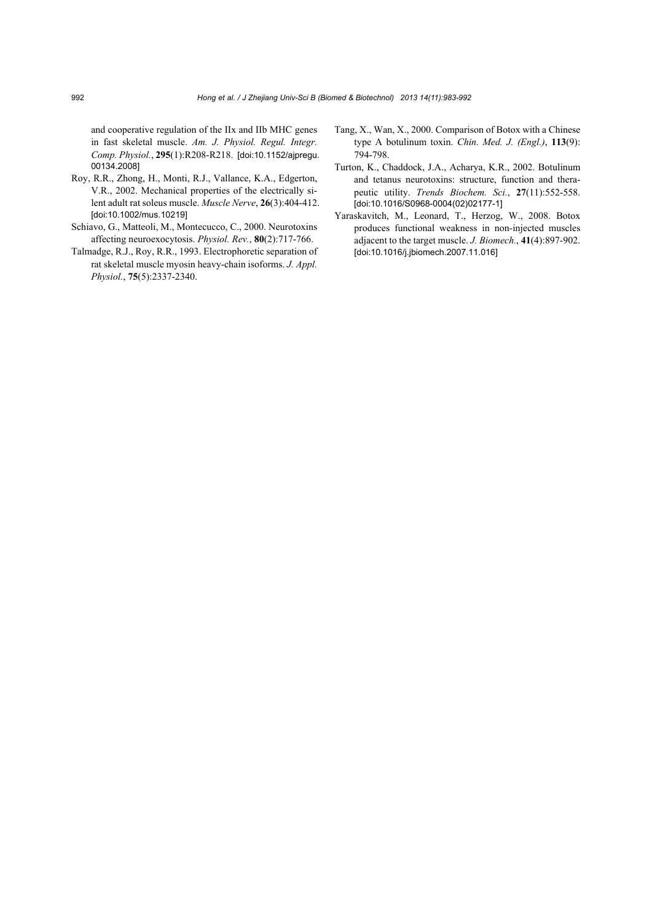and cooperative regulation of the IIx and IIb MHC genes in fast skeletal muscle. *Am. J. Physiol. Regul. Integr. Comp. Physiol.*, **295**(1):R208-R218. [doi:10.1152/ajpregu.00134.2008]

Roy, R.R., Zhong, H., Monti, R.J., Vallance, K.A., Edgerton, V.R., 2002. Mechanical properties of the electrically silent adult rat soleus muscle. *Muscle Nerve*, **26**(3):404-412. [doi:10.1002/mus.10219]

Schiavo, G., Matteoli, M., Montecucco, C., 2000. Neurotoxins affecting neuroexocytosis. *Physiol. Rev.*, **80**(2):717-766.

Talmadge, R.J., Roy, R.R., 1993. Electrophoretic separation of rat skeletal muscle myosin heavy-chain isoforms. *J. Appl. Physiol.*, **75**(5):2337-2340.

Tang, X., Wan, X., 2000. Comparison of Botox with a Chinese type A botulinum toxin. *Chin. Med. J. (Engl.)*, **113**(9):794-798.

Turton, K., Chaddock, J.A., Acharya, K.R., 2002. Botulinum and tetanus neurotoxins: structure, function and therapeutic utility. *Trends Biochem. Sci.*, **27**(11):552-558. [doi:10.1016/S0968-0004(02)02177-1]

Yaraskavitch, M., Leonard, T., Herzog, W., 2008. Botox produces functional weakness in non-injected muscles adjacent to the target muscle. *J. Biomech.*, **41**(4):897-902. [doi:10.1016/j.jbiomech.2007.11.016]